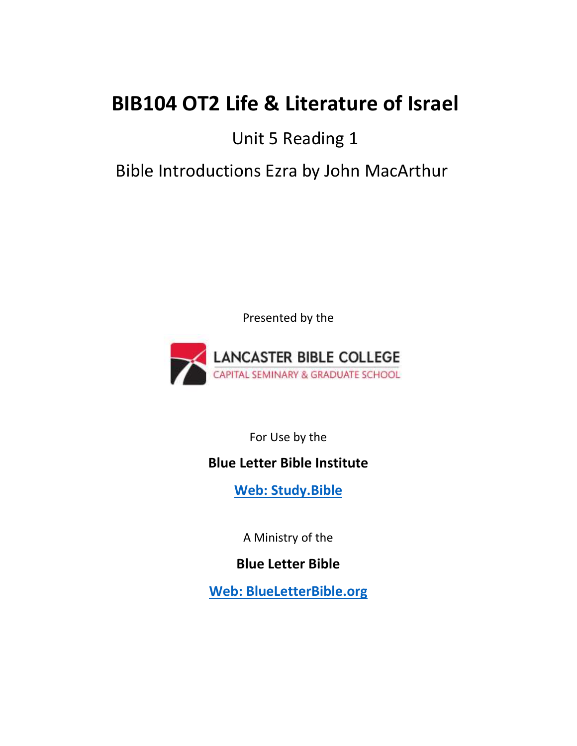# BIB104 OT2 Life & Literature of Israel

Unit 5 Reading 1

Bible Introductions Ezra by John MacArthur

Presented by the

LANCASTER BIBLE COLLEGE
CAPITAL SEMINARY & GRADUATE SCHOOL

For Use by the

**Blue Letter Bible Institute**

**[Web: Study.Bible](https://Study.Bible)**

A Ministry of the

**Blue Letter Bible**

**[Web: BlueLetterBible.org](https://BlueLetterBible.org)**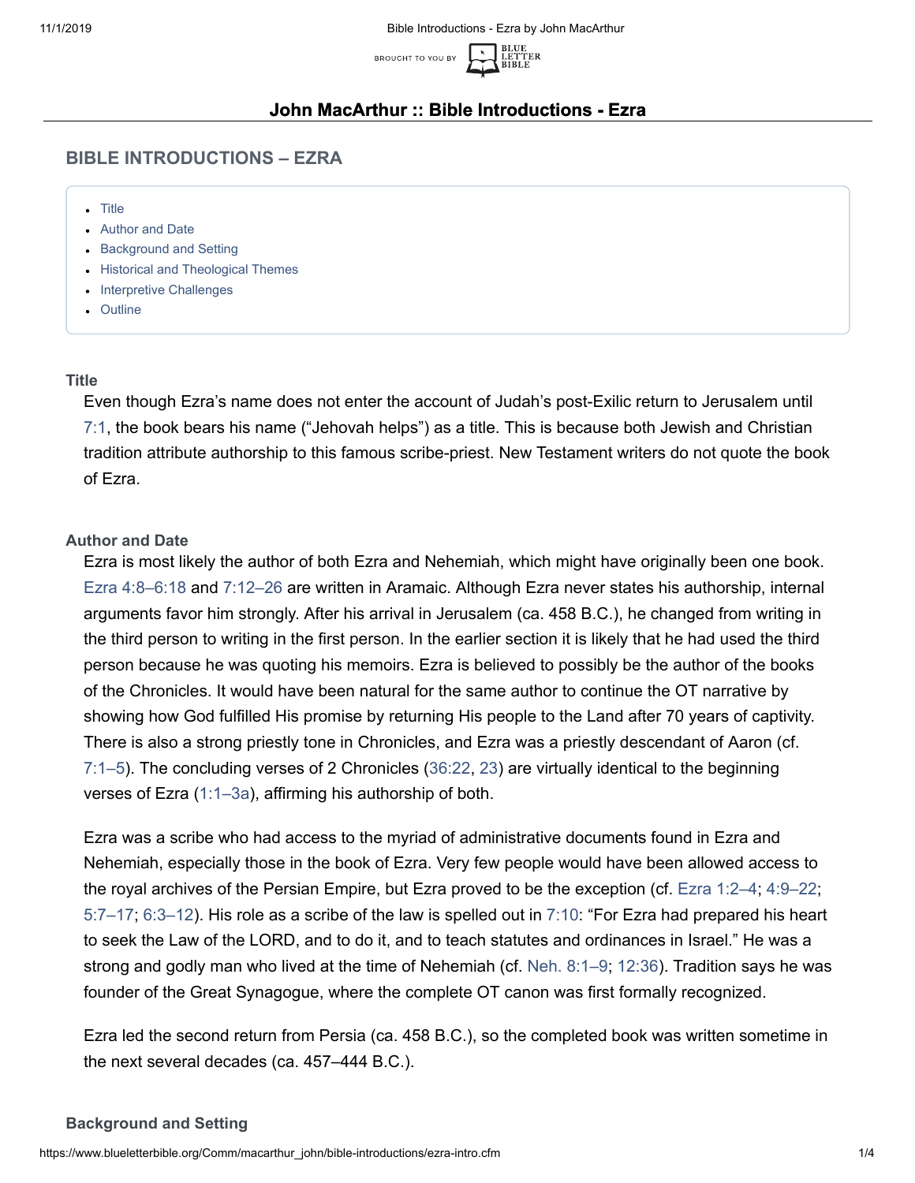# John MacArthur :: Bible Introductions - Ezra

## BIBLE INTRODUCTIONS – EZRA

- Title
- Author and Date
- Background and Setting
- Historical and Theological Themes
- Interpretive Challenges
- Outline

### Title

Even though Ezra's name does not enter the account of Judah's post-Exilic return to Jerusalem until 7:1, the book bears his name ("Jehovah helps") as a title. This is because both Jewish and Christian tradition attribute authorship to this famous scribe-priest. New Testament writers do not quote the book of Ezra.

### Author and Date

Ezra is most likely the author of both Ezra and Nehemiah, which might have originally been one book. Ezra 4:8–6:18 and 7:12–26 are written in Aramaic. Although Ezra never states his authorship, internal arguments favor him strongly. After his arrival in Jerusalem (ca. 458 B.C.), he changed from writing in the third person to writing in the first person. In the earlier section it is likely that he had used the third person because he was quoting his memoirs. Ezra is believed to possibly be the author of the books of the Chronicles. It would have been natural for the same author to continue the OT narrative by showing how God fulfilled His promise by returning His people to the Land after 70 years of captivity. There is also a strong priestly tone in Chronicles, and Ezra was a priestly descendant of Aaron (cf. 7:1–5). The concluding verses of 2 Chronicles (36:22, 23) are virtually identical to the beginning verses of Ezra (1:1–3a), affirming his authorship of both.

Ezra was a scribe who had access to the myriad of administrative documents found in Ezra and Nehemiah, especially those in the book of Ezra. Very few people would have been allowed access to the royal archives of the Persian Empire, but Ezra proved to be the exception (cf. Ezra 1:2–4; 4:9–22; 5:7–17; 6:3–12). His role as a scribe of the law is spelled out in 7:10: "For Ezra had prepared his heart to seek the Law of the LORD, and to do it, and to teach statutes and ordinances in Israel." He was a strong and godly man who lived at the time of Nehemiah (cf. Neh. 8:1–9; 12:36). Tradition says he was founder of the Great Synagogue, where the complete OT canon was first formally recognized.

Ezra led the second return from Persia (ca. 458 B.C.), so the completed book was written sometime in the next several decades (ca. 457–444 B.C.).

### Background and Setting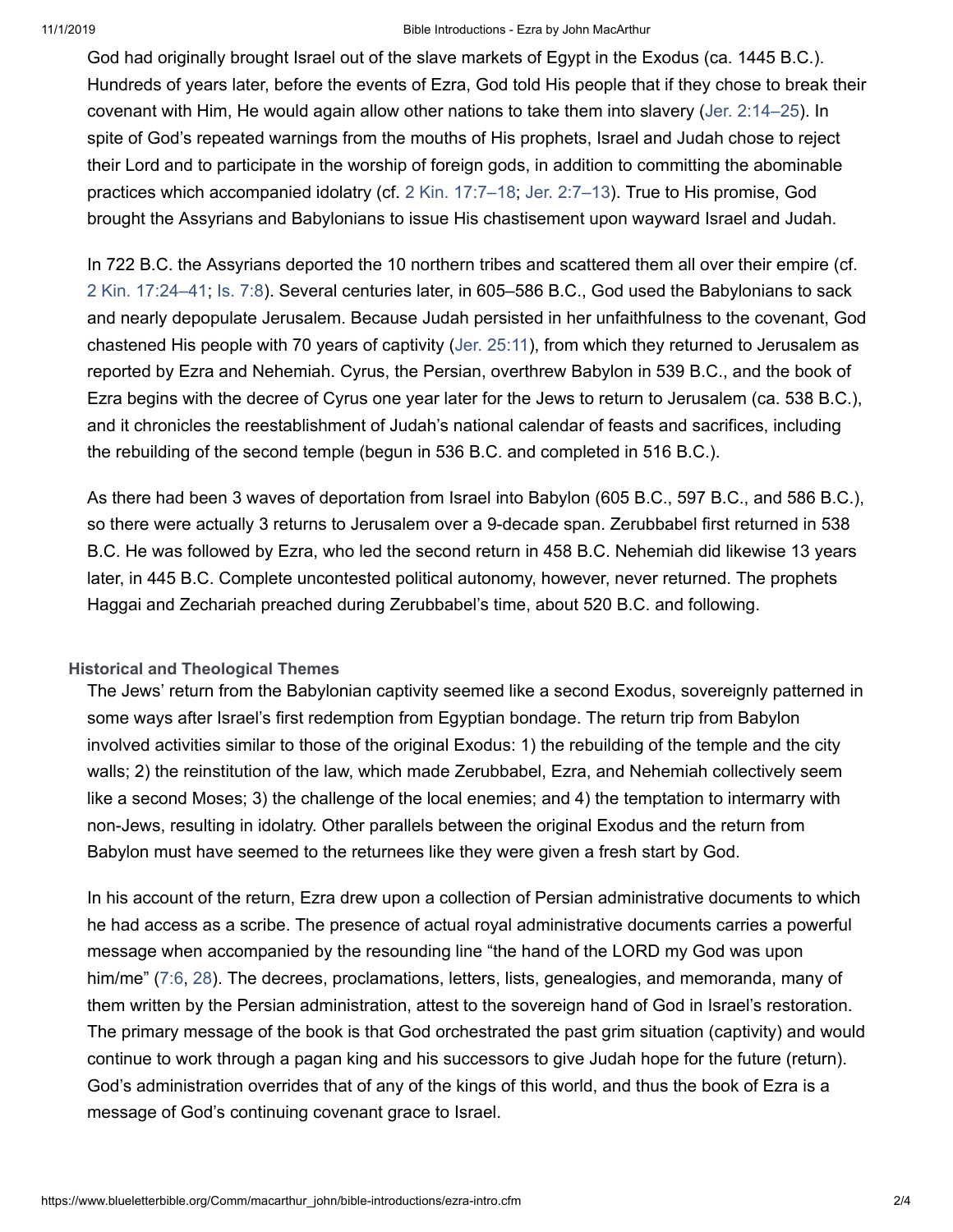God had originally brought Israel out of the slave markets of Egypt in the Exodus (ca. 1445 B.C.). Hundreds of years later, before the events of Ezra, God told His people that if they chose to break their covenant with Him, He would again allow other nations to take them into slavery (Jer. 2:14–25). In spite of God's repeated warnings from the mouths of His prophets, Israel and Judah chose to reject their Lord and to participate in the worship of foreign gods, in addition to committing the abominable practices which accompanied idolatry (cf. 2 Kin. 17:7–18; Jer. 2:7–13). True to His promise, God brought the Assyrians and Babylonians to issue His chastisement upon wayward Israel and Judah.

In 722 B.C. the Assyrians deported the 10 northern tribes and scattered them all over their empire (cf. 2 Kin. 17:24–41; Is. 7:8). Several centuries later, in 605–586 B.C., God used the Babylonians to sack and nearly depopulate Jerusalem. Because Judah persisted in her unfaithfulness to the covenant, God chastened His people with 70 years of captivity (Jer. 25:11), from which they returned to Jerusalem as reported by Ezra and Nehemiah. Cyrus, the Persian, overthrew Babylon in 539 B.C., and the book of Ezra begins with the decree of Cyrus one year later for the Jews to return to Jerusalem (ca. 538 B.C.), and it chronicles the reestablishment of Judah's national calendar of feasts and sacrifices, including the rebuilding of the second temple (begun in 536 B.C. and completed in 516 B.C.).

As there had been 3 waves of deportation from Israel into Babylon (605 B.C., 597 B.C., and 586 B.C.), so there were actually 3 returns to Jerusalem over a 9-decade span. Zerubbabel first returned in 538 B.C. He was followed by Ezra, who led the second return in 458 B.C. Nehemiah did likewise 13 years later, in 445 B.C. Complete uncontested political autonomy, however, never returned. The prophets Haggai and Zechariah preached during Zerubbabel's time, about 520 B.C. and following.

### Historical and Theological Themes

The Jews' return from the Babylonian captivity seemed like a second Exodus, sovereignly patterned in some ways after Israel's first redemption from Egyptian bondage. The return trip from Babylon involved activities similar to those of the original Exodus: 1) the rebuilding of the temple and the city walls; 2) the reinstitution of the law, which made Zerubbabel, Ezra, and Nehemiah collectively seem like a second Moses; 3) the challenge of the local enemies; and 4) the temptation to intermarry with non-Jews, resulting in idolatry. Other parallels between the original Exodus and the return from Babylon must have seemed to the returnees like they were given a fresh start by God.

In his account of the return, Ezra drew upon a collection of Persian administrative documents to which he had access as a scribe. The presence of actual royal administrative documents carries a powerful message when accompanied by the resounding line "the hand of the LORD my God was upon him/me" (7:6, 28). The decrees, proclamations, letters, lists, genealogies, and memoranda, many of them written by the Persian administration, attest to the sovereign hand of God in Israel's restoration. The primary message of the book is that God orchestrated the past grim situation (captivity) and would continue to work through a pagan king and his successors to give Judah hope for the future (return). God's administration overrides that of any of the kings of this world, and thus the book of Ezra is a message of God's continuing covenant grace to Israel.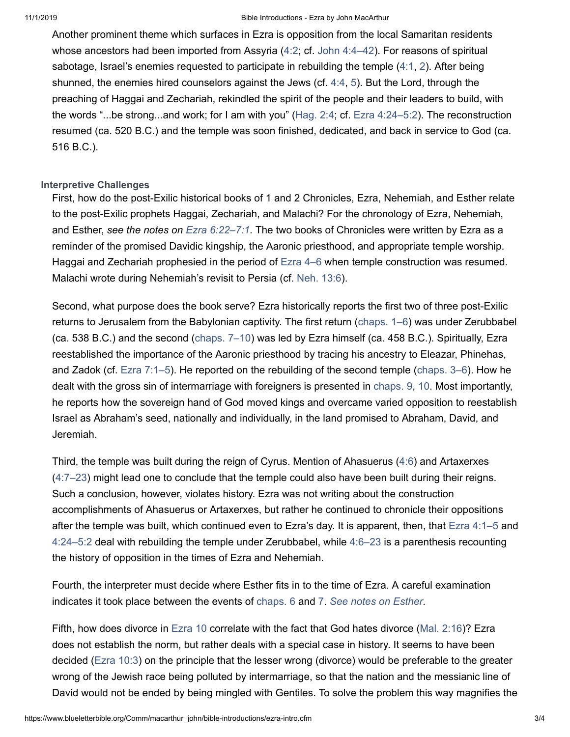Another prominent theme which surfaces in Ezra is opposition from the local Samaritan residents whose ancestors had been imported from Assyria (4:2; cf. John 4:4–42). For reasons of spiritual sabotage, Israel's enemies requested to participate in rebuilding the temple (4:1, 2). After being shunned, the enemies hired counselors against the Jews (cf. 4:4, 5). But the Lord, through the preaching of Haggai and Zechariah, rekindled the spirit of the people and their leaders to build, with the words "...be strong...and work; for I am with you" (Hag. 2:4; cf. Ezra 4:24–5:2). The reconstruction resumed (ca. 520 B.C.) and the temple was soon finished, dedicated, and back in service to God (ca. 516 B.C.).

### Interpretive Challenges

First, how do the post-Exilic historical books of 1 and 2 Chronicles, Ezra, Nehemiah, and Esther relate to the post-Exilic prophets Haggai, Zechariah, and Malachi? For the chronology of Ezra, Nehemiah, and Esther, *see the notes on Ezra 6:22–7:1*. The two books of Chronicles were written by Ezra as a reminder of the promised Davidic kingship, the Aaronic priesthood, and appropriate temple worship. Haggai and Zechariah prophesied in the period of Ezra 4–6 when temple construction was resumed. Malachi wrote during Nehemiah's revisit to Persia (cf. Neh. 13:6).

Second, what purpose does the book serve? Ezra historically reports the first two of three post-Exilic returns to Jerusalem from the Babylonian captivity. The first return (chaps. 1–6) was under Zerubbabel (ca. 538 B.C.) and the second (chaps. 7–10) was led by Ezra himself (ca. 458 B.C.). Spiritually, Ezra reestablished the importance of the Aaronic priesthood by tracing his ancestry to Eleazar, Phinehas, and Zadok (cf. Ezra 7:1–5). He reported on the rebuilding of the second temple (chaps. 3–6). How he dealt with the gross sin of intermarriage with foreigners is presented in chaps. 9, 10. Most importantly, he reports how the sovereign hand of God moved kings and overcame varied opposition to reestablish Israel as Abraham's seed, nationally and individually, in the land promised to Abraham, David, and Jeremiah.

Third, the temple was built during the reign of Cyrus. Mention of Ahasuerus (4:6) and Artaxerxes (4:7–23) might lead one to conclude that the temple could also have been built during their reigns. Such a conclusion, however, violates history. Ezra was not writing about the construction accomplishments of Ahasuerus or Artaxerxes, but rather he continued to chronicle their oppositions after the temple was built, which continued even to Ezra's day. It is apparent, then, that Ezra 4:1–5 and 4:24–5:2 deal with rebuilding the temple under Zerubbabel, while 4:6–23 is a parenthesis recounting the history of opposition in the times of Ezra and Nehemiah.

Fourth, the interpreter must decide where Esther fits in to the time of Ezra. A careful examination indicates it took place between the events of chaps. 6 and 7. *See notes on Esther*.

Fifth, how does divorce in Ezra 10 correlate with the fact that God hates divorce (Mal. 2:16)? Ezra does not establish the norm, but rather deals with a special case in history. It seems to have been decided (Ezra 10:3) on the principle that the lesser wrong (divorce) would be preferable to the greater wrong of the Jewish race being polluted by intermarriage, so that the nation and the messianic line of David would not be ended by being mingled with Gentiles. To solve the problem this way magnifies the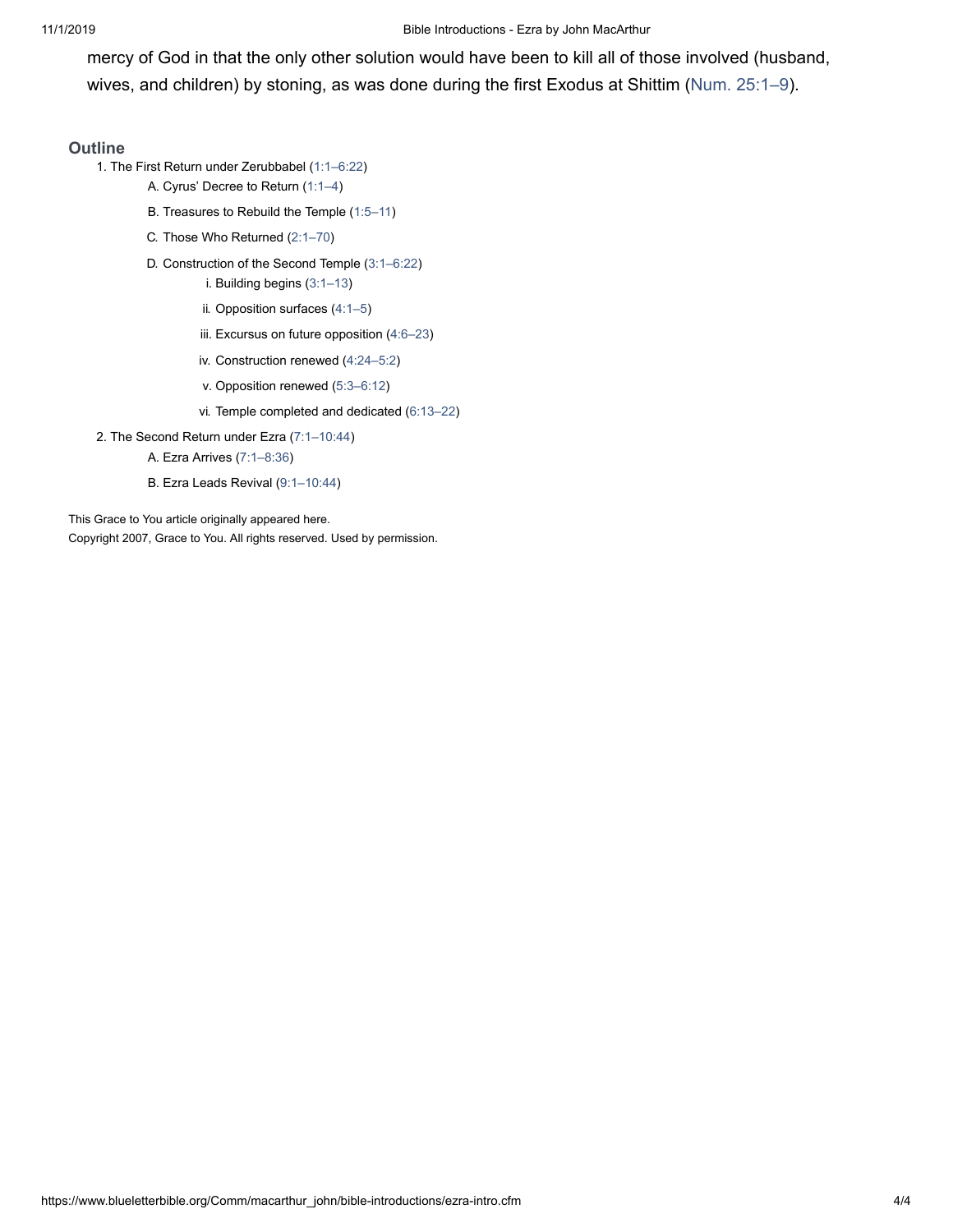mercy of God in that the only other solution would have been to kill all of those involved (husband, wives, and children) by stoning, as was done during the first Exodus at Shittim (Num. 25:1–9).

### Outline

1. The First Return under Zerubbabel (1:1–6:22)
    - A. Cyrus' Decree to Return (1:1–4)
    - B. Treasures to Rebuild the Temple (1:5–11)
    - C. Those Who Returned (2:1–70)
    - D. Construction of the Second Temple (3:1–6:22)
        - i. Building begins (3:1–13)
        - ii. Opposition surfaces (4:1–5)
        - iii. Excursus on future opposition (4:6–23)
        - iv. Construction renewed (4:24–5:2)
        - v. Opposition renewed (5:3–6:12)
        - vi. Temple completed and dedicated (6:13–22)
2. The Second Return under Ezra (7:1–10:44)
    - A. Ezra Arrives (7:1–8:36)
    - B. Ezra Leads Revival (9:1–10:44)

This Grace to You article originally appeared here.
Copyright 2007, Grace to You. All rights reserved. Used by permission.